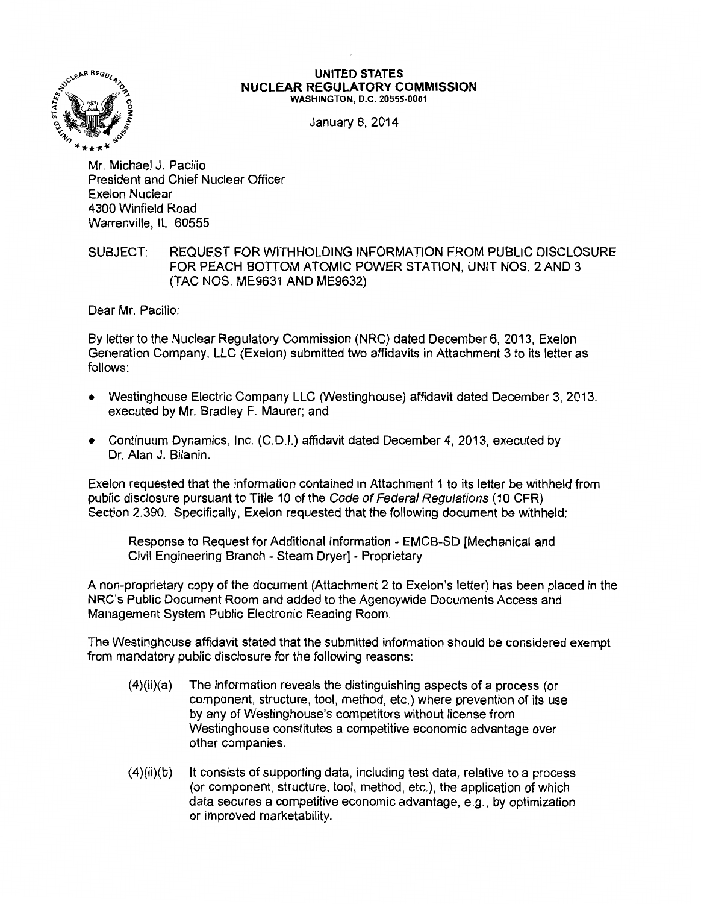**UNITED STATES**
**NUCLEAR REGULATORY COMMISSION**
WASHINGTON, D.C. 20555-0001

January 8, 2014

Mr. Michael J. Pacilio
President and Chief Nuclear Officer
Exelon Nuclear
4300 Winfield Road
Warrenville, IL 60555

SUBJECT: REQUEST FOR WITHHOLDING INFORMATION FROM PUBLIC DISCLOSURE FOR PEACH BOTTOM ATOMIC POWER STATION, UNIT NOS. 2 AND 3 (TAC NOS. ME9631 AND ME9632)

Dear Mr. Pacilio:

By letter to the Nuclear Regulatory Commission (NRC) dated December 6, 2013, Exelon Generation Company, LLC (Exelon) submitted two affidavits in Attachment 3 to its letter as follows:

- Westinghouse Electric Company LLC (Westinghouse) affidavit dated December 3, 2013, executed by Mr. Bradley F. Maurer; and
- Continuum Dynamics, Inc. (C.D.I.) affidavit dated December 4, 2013, executed by Dr. Alan J. Bilanin.

Exelon requested that the information contained in Attachment 1 to its letter be withheld from public disclosure pursuant to Title 10 of the *Code of Federal Regulations* (10 CFR) Section 2.390. Specifically, Exelon requested that the following document be withheld:

> Response to Request for Additional Information - EMCB-SD [Mechanical and Civil Engineering Branch - Steam Dryer] - Proprietary

A non-proprietary copy of the document (Attachment 2 to Exelon's letter) has been placed in the NRC's Public Document Room and added to the Agencywide Documents Access and Management System Public Electronic Reading Room.

The Westinghouse affidavit stated that the submitted information should be considered exempt from mandatory public disclosure for the following reasons:

> (4)(ii)(a) The information reveals the distinguishing aspects of a process (or component, structure, tool, method, etc.) where prevention of its use by any of Westinghouse's competitors without license from Westinghouse constitutes a competitive economic advantage over other companies.
>
> (4)(ii)(b) It consists of supporting data, including test data, relative to a process (or component, structure, tool, method, etc.), the application of which data secures a competitive economic advantage, e.g., by optimization or improved marketability.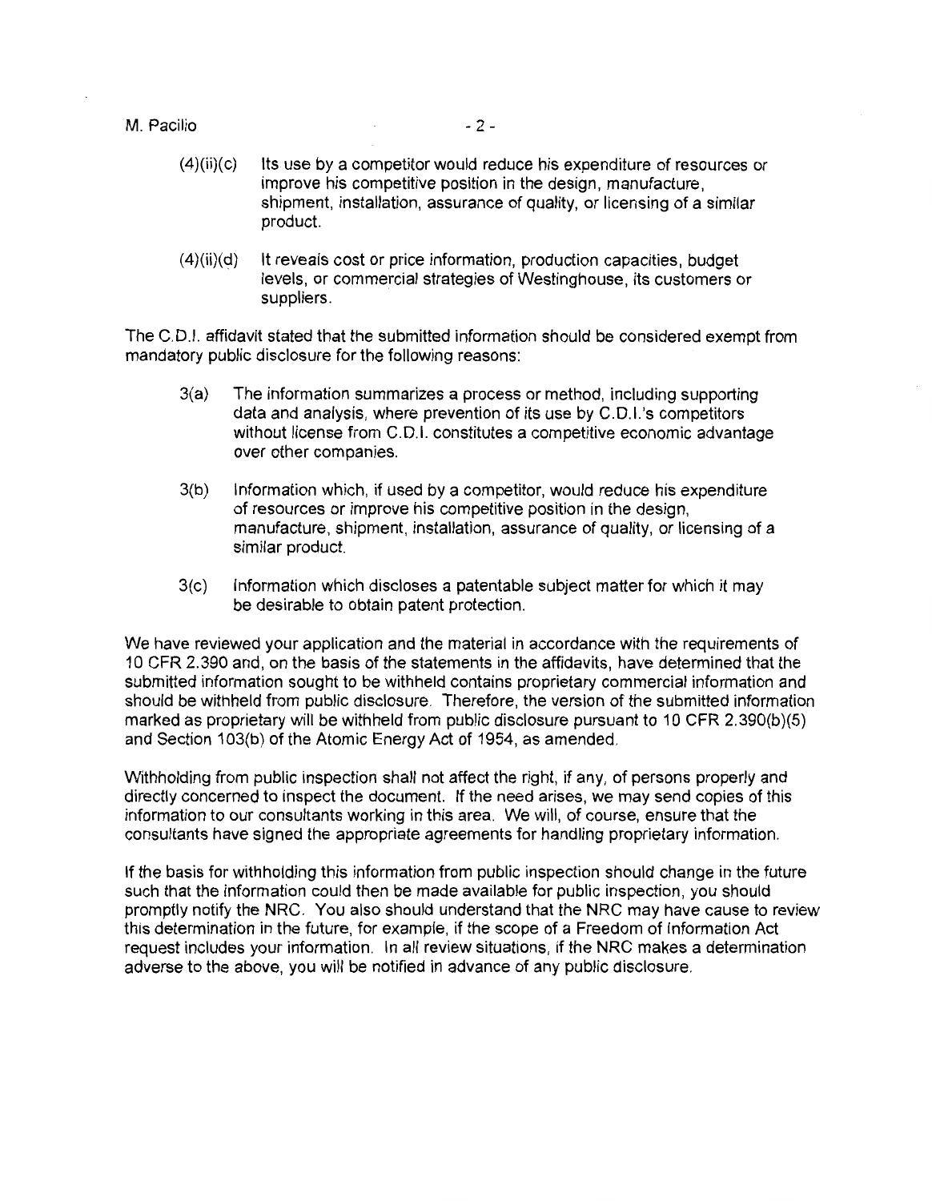(4)(ii)(c) Its use by a competitor would reduce his expenditure of resources or improve his competitive position in the design, manufacture, shipment, installation, assurance of quality, or licensing of a similar product.

(4)(ii)(d) It reveals cost or price information, production capacities, budget levels, or commercial strategies of Westinghouse, its customers or suppliers.

The C.D.I. affidavit stated that the submitted information should be considered exempt from mandatory public disclosure for the following reasons:

3(a) The information summarizes a process or method, including supporting data and analysis, where prevention of its use by C.D.I.'s competitors without license from C.D.I. constitutes a competitive economic advantage over other companies.

3(b) Information which, if used by a competitor, would reduce his expenditure of resources or improve his competitive position in the design, manufacture, shipment, installation, assurance of quality, or licensing of a similar product.

3(c) Information which discloses a patentable subject matter for which it may be desirable to obtain patent protection.

We have reviewed your application and the material in accordance with the requirements of 10 CFR 2.390 and, on the basis of the statements in the affidavits, have determined that the submitted information sought to be withheld contains proprietary commercial information and should be withheld from public disclosure. Therefore, the version of the submitted information marked as proprietary will be withheld from public disclosure pursuant to 10 CFR 2.390(b)(5) and Section 103(b) of the Atomic Energy Act of 1954, as amended.

Withholding from public inspection shall not affect the right, if any, of persons properly and directly concerned to inspect the document. If the need arises, we may send copies of this information to our consultants working in this area. We will, of course, ensure that the consultants have signed the appropriate agreements for handling proprietary information.

If the basis for withholding this information from public inspection should change in the future such that the information could then be made available for public inspection, you should promptly notify the NRC. You also should understand that the NRC may have cause to review this determination in the future, for example, if the scope of a Freedom of Information Act request includes your information. In all review situations, if the NRC makes a determination adverse to the above, you will be notified in advance of any public disclosure.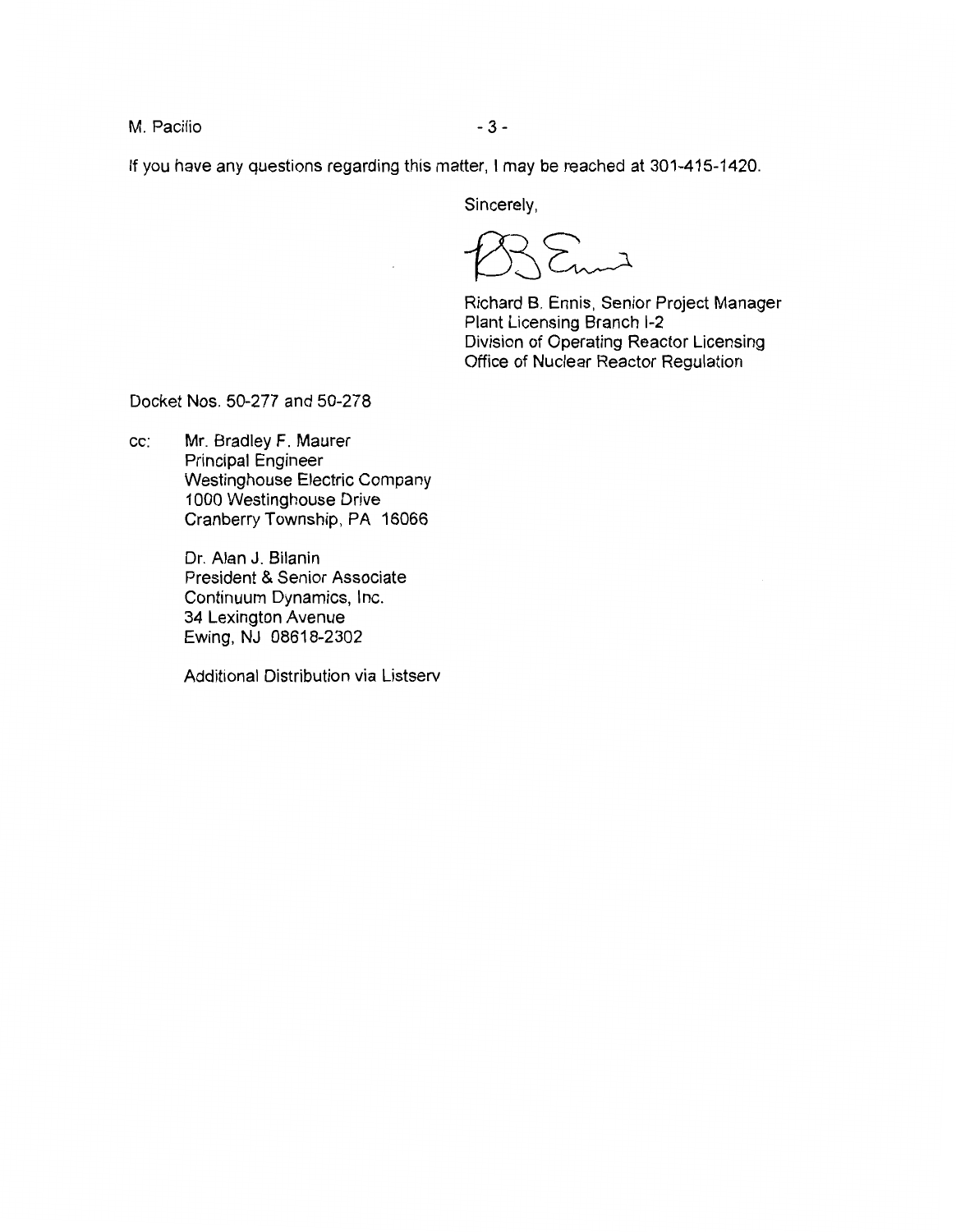If you have any questions regarding this matter, I may be reached at 301-415-1420.

Sincerely,

Richard B. Ennis, Senior Project Manager
Plant Licensing Branch I-2
Division of Operating Reactor Licensing
Office of Nuclear Reactor Regulation

Docket Nos. 50-277 and 50-278

cc: Mr. Bradley F. Maurer
Principal Engineer
Westinghouse Electric Company
1000 Westinghouse Drive
Cranberry Township, PA 16066

Dr. Alan J. Bilanin
President & Senior Associate
Continuum Dynamics, Inc.
34 Lexington Avenue
Ewing, NJ 08618-2302

Additional Distribution via Listserv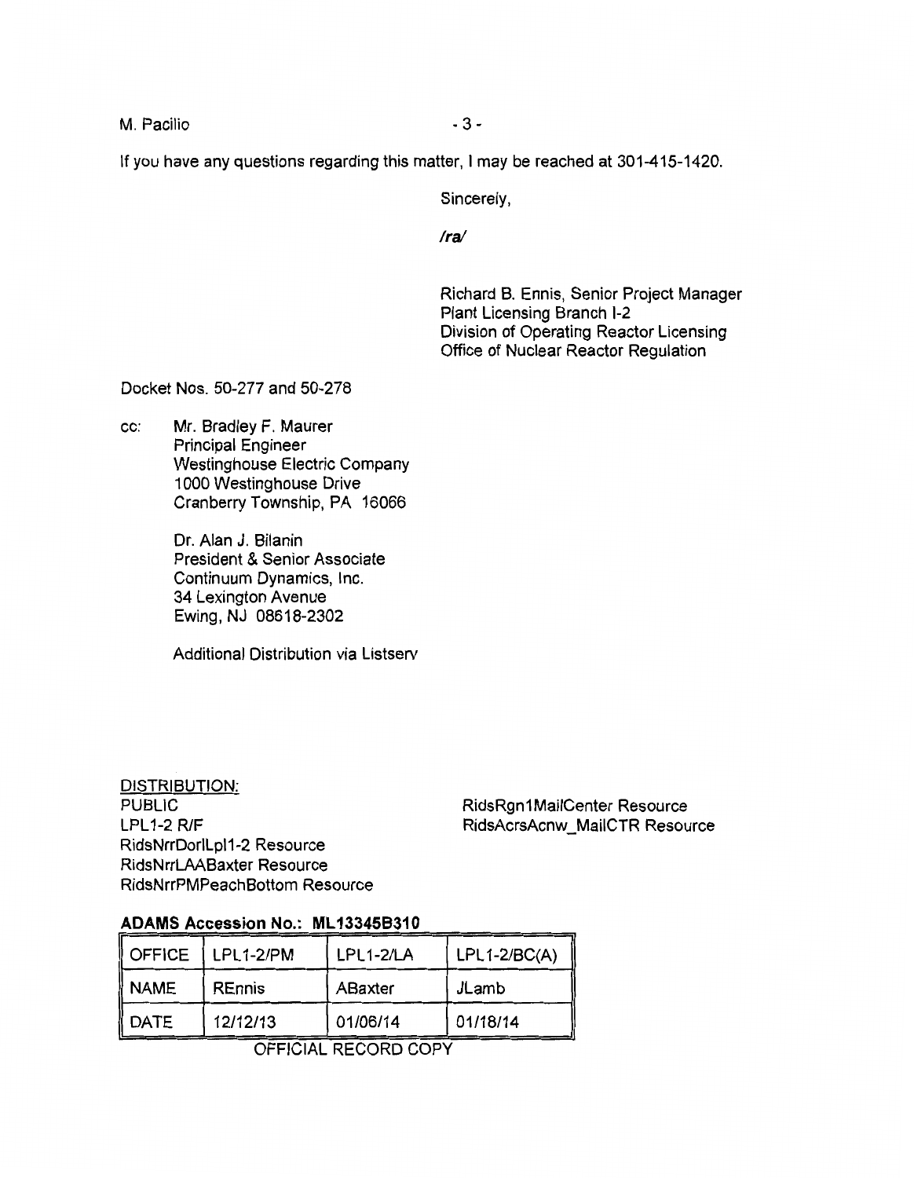If you have any questions regarding this matter, I may be reached at 301-415-1420.

Sincerely,

*/ra/*

Richard B. Ennis, Senior Project Manager
Plant Licensing Branch I-2
Division of Operating Reactor Licensing
Office of Nuclear Reactor Regulation

Docket Nos. 50-277 and 50-278

cc:
Mr. Bradley F. Maurer
Principal Engineer
Westinghouse Electric Company
1000 Westinghouse Drive
Cranberry Township, PA 16066

Dr. Alan J. Bilanin
President & Senior Associate
Continuum Dynamics, Inc.
34 Lexington Avenue
Ewing, NJ 08618-2302

Additional Distribution via Listserv

DISTRIBUTION:
PUBLIC
LPL1-2 R/F
RidsNrrDorlLpl1-2 Resource
RidsNrrLAABaxter Resource
RidsNrrPMPeachBottom Resource
RidsRgn1MailCenter Resource
RidsAcrsAcnw_MailCTR Resource

**ADAMS Accession No.: ML13345B310**

| OFFICE | LPL1-2/PM | LPL1-2/LA | LPL1-2/BC(A) |
|---|---|---|---|
| NAME | REnnis | ABaxter | JLamb |
| DATE | 12/12/13 | 01/06/14 | 01/18/14 |

OFFICIAL RECORD COPY